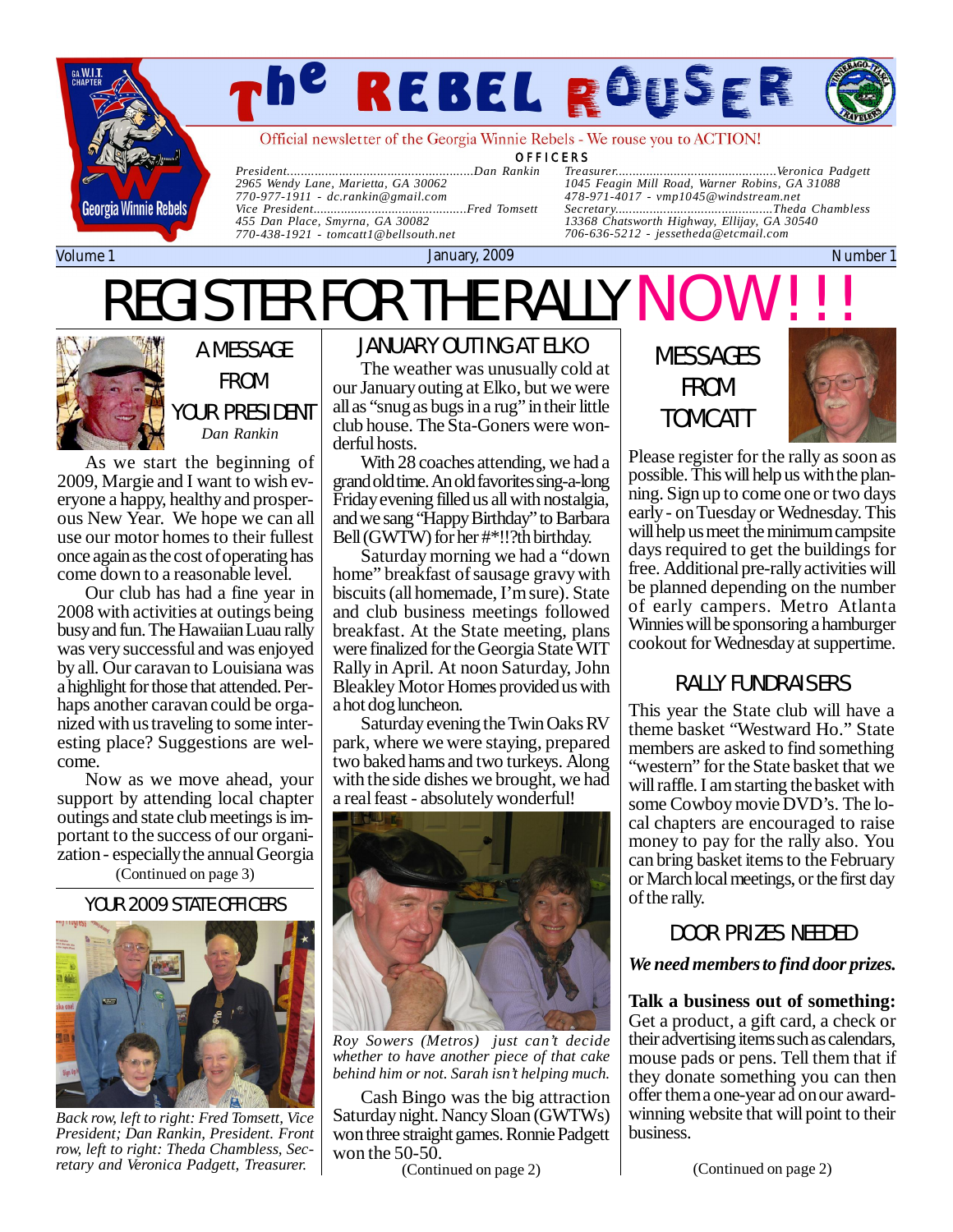# The REBEL ROUSER

Official newsletter of the Georgia Winnie Rebels - We rouse you to ACTION!

**OFFICERS**

*President.......................................................Dan Rankin*
*2965 Wendy Lane, Marietta, GA 30062*
*770-977-1911 - dc.rankin@gmail.com*
*Vice President............................................Fred Tomsett*
*455 Dan Place, Smyrna, GA 30082*
*770-438-1921 - tomcatt1@bellsouth.net*

*Treasurer...............................................Veronica Padgett*
*1045 Feagin Mill Road, Warner Robins, GA 31088*
*478-971-4017 - vmp1045@windstream.net*
*Secretary..............................................Theda Chambless*
*13368 Chatsworth Highway, Ellijay, GA 30540*
*706-636-5212 - jessetheda@etcmail.com*

Volume 1 | January, 2009 | Number 1

# REGISTER FOR THE RALLY NOW!!!

## A MESSAGE FROM YOUR PRESIDENT

*Dan Rankin*

As we start the beginning of 2009, Margie and I want to wish everyone a happy, healthy and prosperous New Year. We hope we can all use our motor homes to their fullest once again as the cost of operating has come down to a reasonable level.

Our club has had a fine year in 2008 with activities at outings being busy and fun. The Hawaiian Luau rally was very successful and was enjoyed by all. Our caravan to Louisiana was a highlight for those that attended. Perhaps another caravan could be organized with us traveling to some interesting place? Suggestions are welcome.

Now as we move ahead, your support by attending local chapter outings and state club meetings is important to the success of our organization - especially the annual Georgia

(Continued on page 3)

## YOUR 2009 STATE OFFICERS

*Back row, left to right: Fred Tomsett, Vice President; Dan Rankin, President. Front row, left to right: Theda Chambless, Secretary and Veronica Padgett, Treasurer.*

## JANUARY OUTING AT ELKO

The weather was unusually cold at our January outing at Elko, but we were all as "snug as bugs in a rug" in their little club house. The Sta-Goners were wonderful hosts.

With 28 coaches attending, we had a grand old time. An old favorites sing-a-long Friday evening filled us all with nostalgia, and we sang "Happy Birthday" to Barbara Bell (GWTW) for her #*!!?th birthday.

Saturday morning we had a "down home" breakfast of sausage gravy with biscuits (all homemade, I'm sure). State and club business meetings followed breakfast. At the State meeting, plans were finalized for the Georgia State WIT Rally in April. At noon Saturday, John Bleakley Motor Homes provided us with a hot dog luncheon.

Saturday evening the Twin Oaks RV park, where we were staying, prepared two baked hams and two turkeys. Along with the side dishes we brought, we had a real feast - absolutely wonderful!

*Roy Sowers (Metros) just can't decide whether to have another piece of that cake behind him or not. Sarah isn't helping much.*

Cash Bingo was the big attraction Saturday night. Nancy Sloan (GWTWs) won three straight games. Ronnie Padgett won the 50-50.

(Continued on page 2)

## MESSAGES FROM TOMCATT

Please register for the rally as soon as possible. This will help us with the planning. Sign up to come one or two days early - on Tuesday or Wednesday. This will help us meet the minimum campsite days required to get the buildings for free. Additional pre-rally activities will be planned depending on the number of early campers. Metro Atlanta Winnies will be sponsoring a hamburger cookout for Wednesday at suppertime.

## RALLY FUNDRAISERS

This year the State club will have a theme basket "Westward Ho." State members are asked to find something "western" for the State basket that we will raffle. I am starting the basket with some Cowboy movie DVD's. The local chapters are encouraged to raise money to pay for the rally also. You can bring basket items to the February or March local meetings, or the first day of the rally.

## DOOR PRIZES NEEDED

***We need members to find door prizes.***

**Talk a business out of something:** Get a product, a gift card, a check or their advertising items such as calendars, mouse pads or pens. Tell them that if they donate something you can then offer them a one-year ad on our award-winning website that will point to their business.

(Continued on page 2)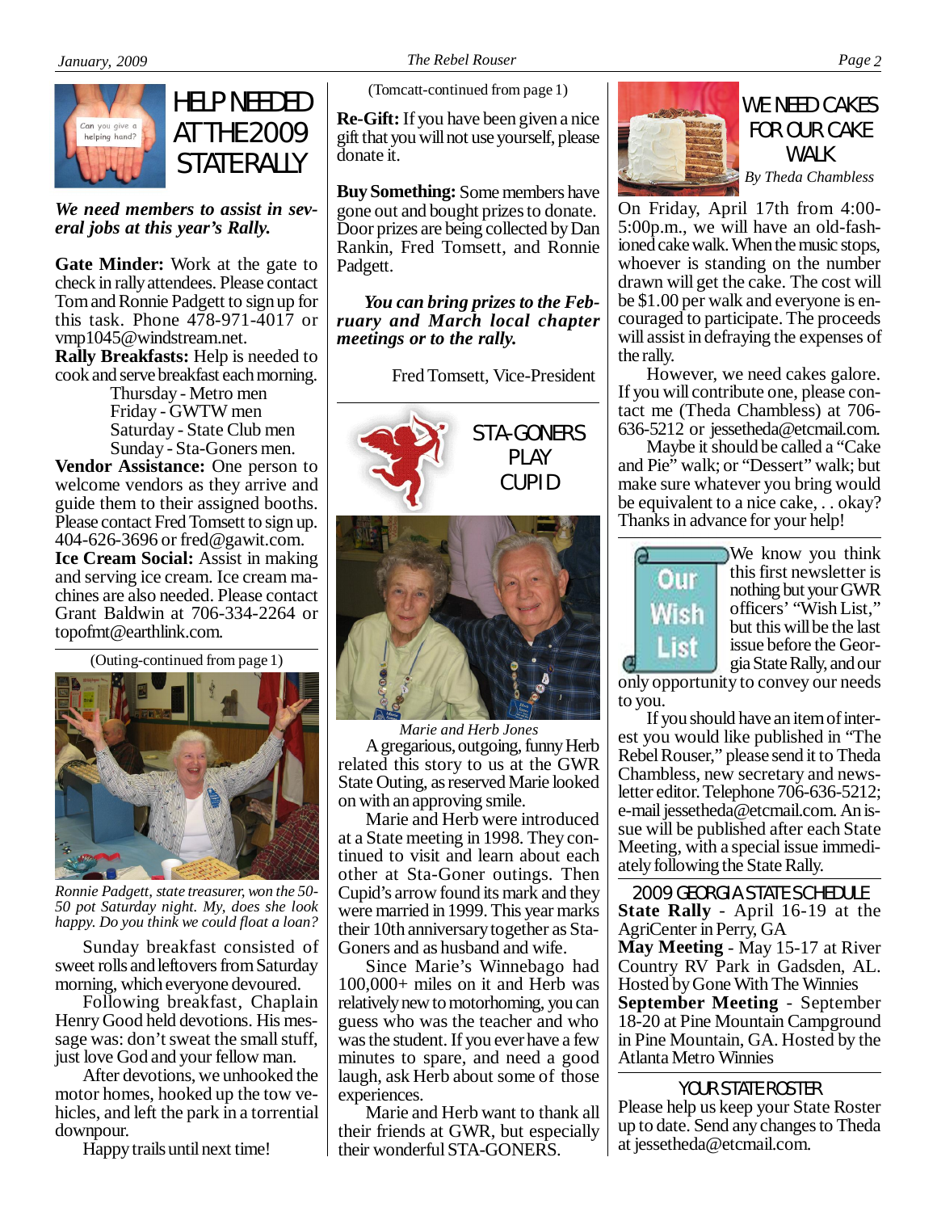# HELP NEEDED AT THE 2009 STATE RALLY

***We need members to assist in several jobs at this year's Rally.***

**Gate Minder:** Work at the gate to check in rally attendees. Please contact Tom and Ronnie Padgett to sign up for this task. Phone 478-971-4017 or vmp1045@windstream.net.

**Rally Breakfasts:** Help is needed to cook and serve breakfast each morning.

- Thursday - Metro men
- Friday - GWTW men
- Saturday - State Club men
- Sunday - Sta-Goners men.

**Vendor Assistance:** One person to welcome vendors as they arrive and guide them to their assigned booths. Please contact Fred Tomsett to sign up. 404-626-3696 or fred@gawit.com.

**Ice Cream Social:** Assist in making and serving ice cream. Ice cream machines are also needed. Please contact Grant Baldwin at 706-334-2264 or topofmt@earthlink.com.

(Outing-continued from page 1)

*Ronnie Padgett, state treasurer, won the 50-50 pot Saturday night. My, does she look happy. Do you think we could float a loan?*

Sunday breakfast consisted of sweet rolls and leftovers from Saturday morning, which everyone devoured.

Following breakfast, Chaplain Henry Good held devotions. His message was: don't sweat the small stuff, just love God and your fellow man.

After devotions, we unhooked the motor homes, hooked up the tow vehicles, and left the park in a torrential downpour.

Happy trails until next time!

(Tomcatt-continued from page 1)

**Re-Gift:** If you have been given a nice gift that you will not use yourself, please donate it.

**Buy Something:** Some members have gone out and bought prizes to donate. Door prizes are being collected by Dan Rankin, Fred Tomsett, and Ronnie Padgett.

***You can bring prizes to the February and March local chapter meetings or to the rally.***

Fred Tomsett, Vice-President

# STA-GONERS PLAY CUPID

*Marie and Herb Jones*

A gregarious, outgoing, funny Herb related this story to us at the GWR State Outing, as reserved Marie looked on with an approving smile.

Marie and Herb were introduced at a State meeting in 1998. They continued to visit and learn about each other at Sta-Goner outings. Then Cupid's arrow found its mark and they were married in 1999. This year marks their 10th anniversary together as Sta-Goners and as husband and wife.

Since Marie's Winnebago had 100,000+ miles on it and Herb was relatively new to motorhoming, you can guess who was the teacher and who was the student. If you ever have a few minutes to spare, and need a good laugh, ask Herb about some of those experiences.

Marie and Herb want to thank all their friends at GWR, but especially their wonderful STA-GONERS.

# WE NEED CAKES FOR OUR CAKE WALK

*By Theda Chambless*

On Friday, April 17th from 4:00-5:00p.m., we will have an old-fashioned cake walk. When the music stops, whoever is standing on the number drawn will get the cake. The cost will be $1.00 per walk and everyone is encouraged to participate. The proceeds will assist in defraying the expenses of the rally.

However, we need cakes galore. If you will contribute one, please contact me (Theda Chambless) at 706-636-5212 or jessetheda@etcmail.com.

Maybe it should be called a "Cake and Pie" walk; or "Dessert" walk; but make sure whatever you bring would be equivalent to a nice cake, . . okay? Thanks in advance for your help!

## Our Wish List

We know you think this first newsletter is nothing but your GWR officers' "Wish List," but this will be the last issue before the Georgia State Rally, and our only opportunity to convey our needs to you.

If you should have an item of interest you would like published in "The Rebel Rouser," please send it to Theda Chambless, new secretary and newsletter editor. Telephone 706-636-5212; e-mail jessetheda@etcmail.com. An issue will be published after each State Meeting, with a special issue immediately following the State Rally.

## 2009 GEORGIA STATE SCHEDULE

**State Rally** - April 16-19 at the AgriCenter in Perry, GA

**May Meeting** - May 15-17 at River Country RV Park in Gadsden, AL. Hosted by Gone With The Winnies

**September Meeting** - September 18-20 at Pine Mountain Campground in Pine Mountain, GA. Hosted by the Atlanta Metro Winnies

## YOUR STATE ROSTER

Please help us keep your State Roster up to date. Send any changes to Theda at jessetheda@etcmail.com.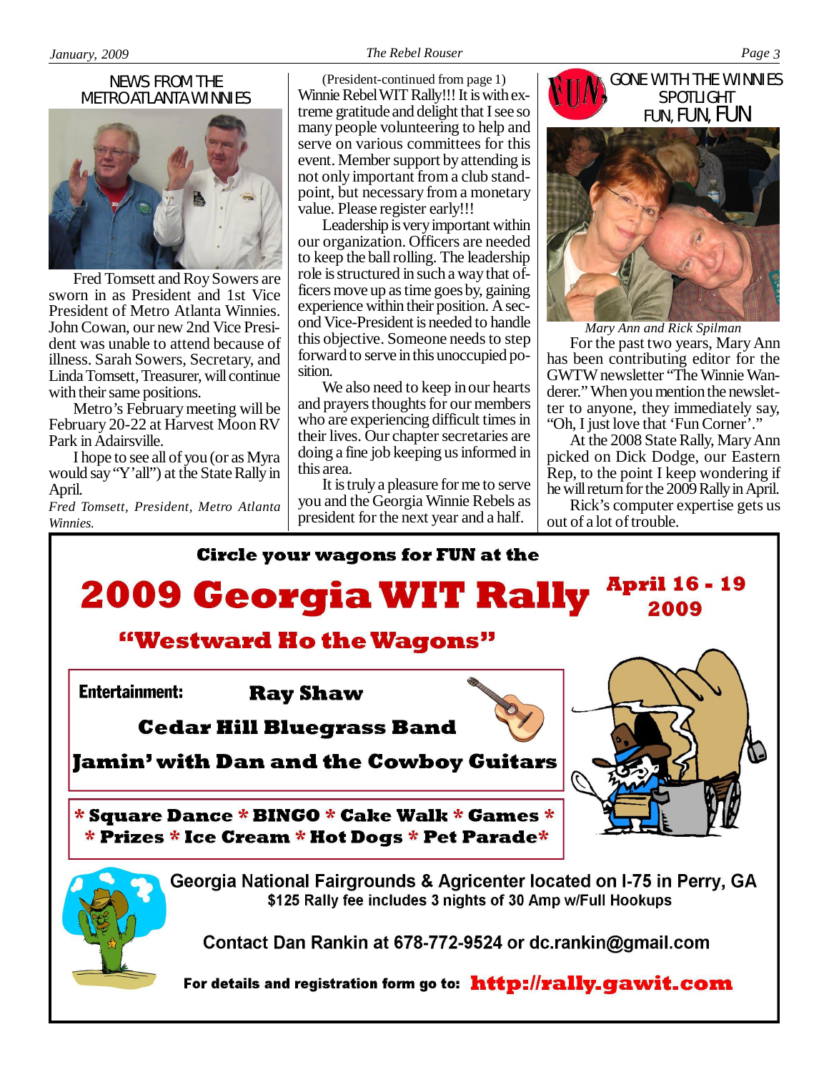## NEWS FROM THE METRO ATLANTA WINNIES

Fred Tomsett and Roy Sowers are sworn in as President and 1st Vice President of Metro Atlanta Winnies. John Cowan, our new 2nd Vice President was unable to attend because of illness. Sarah Sowers, Secretary, and Linda Tomsett, Treasurer, will continue with their same positions.

Metro's February meeting will be February 20-22 at Harvest Moon RV Park in Adairsville.

I hope to see all of you (or as Myra would say "Y'all") at the State Rally in April.

*Fred Tomsett, President, Metro Atlanta Winnies.*

(President-continued from page 1)

Winnie Rebel WIT Rally!!! It is with extreme gratitude and delight that I see so many people volunteering to help and serve on various committees for this event. Member support by attending is not only important from a club standpoint, but necessary from a monetary value. Please register early!!!

Leadership is very important within our organization. Officers are needed to keep the ball rolling. The leadership role is structured in such a way that officers move up as time goes by, gaining experience within their position. A second Vice-President is needed to handle this objective. Someone needs to step forward to serve in this unoccupied position.

We also need to keep in our hearts and prayers thoughts for our members who are experiencing difficult times in their lives. Our chapter secretaries are doing a fine job keeping us informed in this area.

It is truly a pleasure for me to serve you and the Georgia Winnie Rebels as president for the next year and a half.

## FUN, GONE WITH THE WINNIES SPOTLIGHT FUN, FUN, FUN

*Mary Ann and Rick Spilman*

For the past two years, Mary Ann has been contributing editor for the GWTW newsletter "The Winnie Wanderer." When you mention the newsletter to anyone, they immediately say, "Oh, I just love that 'Fun Corner'."

At the 2008 State Rally, Mary Ann picked on Dick Dodge, our Eastern Rep, to the point I keep wondering if he will return for the 2009 Rally in April.

Rick's computer expertise gets us out of a lot of trouble.

---

**Circle your wagons for FUN at the**

# 2009 Georgia WIT Rally

**April 16 - 19 2009**

## "Westward Ho the Wagons"

**Entertainment:** **Ray Shaw**

**Cedar Hill Bluegrass Band**

**Jamin' with Dan and the Cowboy Guitars**

**\* Square Dance \* BINGO \* Cake Walk \* Games \* \* Prizes \* Ice Cream \* Hot Dogs \* Pet Parade\***

Georgia National Fairgrounds & Agricenter located on I-75 in Perry, GA

**$125 Rally fee includes 3 nights of 30 Amp w/Full Hookups**

Contact Dan Rankin at 678-772-9524 or dc.rankin@gmail.com

**For details and registration form go to: http://rally.gawit.com**